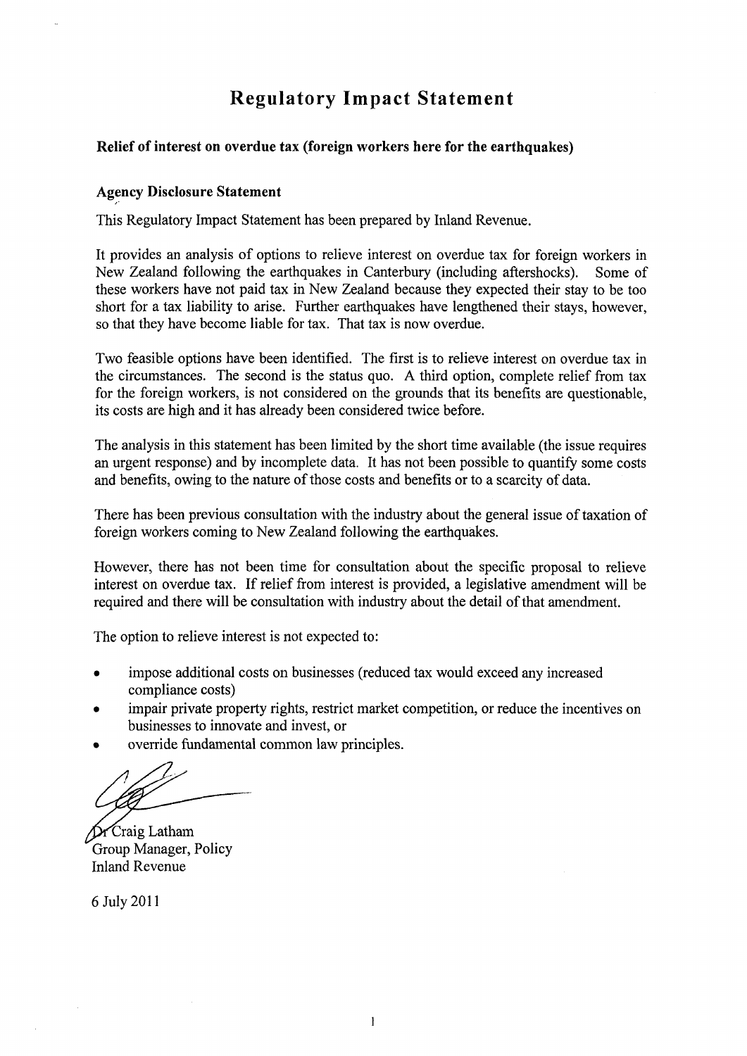# Regulatory Impact Statement

**Relief of interest on overdue tax (foreign workers here for the earthquakes)**

**Agency Disclosure Statement**

This Regulatory Impact Statement has been prepared by Inland Revenue.

It provides an analysis of options to relieve interest on overdue tax for foreign workers in New Zealand following the earthquakes in Canterbury (including aftershocks). Some of these workers have not paid tax in New Zealand because they expected their stay to be too short for a tax liability to arise. Further earthquakes have lengthened their stays, however, so that they have become liable for tax. That tax is now overdue.

Two feasible options have been identified. The first is to relieve interest on overdue tax in the circumstances. The second is the status quo. A third option, complete relief from tax for the foreign workers, is not considered on the grounds that its benefits are questionable, its costs are high and it has already been considered twice before.

The analysis in this statement has been limited by the short time available (the issue requires an urgent response) and by incomplete data. It has not been possible to quantify some costs and benefits, owing to the nature of those costs and benefits or to a scarcity of data.

There has been previous consultation with the industry about the general issue of taxation of foreign workers coming to New Zealand following the earthquakes.

However, there has not been time for consultation about the specific proposal to relieve interest on overdue tax. If relief from interest is provided, a legislative amendment will be required and there will be consultation with industry about the detail of that amendment.

The option to relieve interest is not expected to:

- impose additional costs on businesses (reduced tax would exceed any increased compliance costs)
- impair private property rights, restrict market competition, or reduce the incentives on businesses to innovate and invest, or
- override fundamental common law principles.

Dr Craig Latham
Group Manager, Policy
Inland Revenue

6 July 2011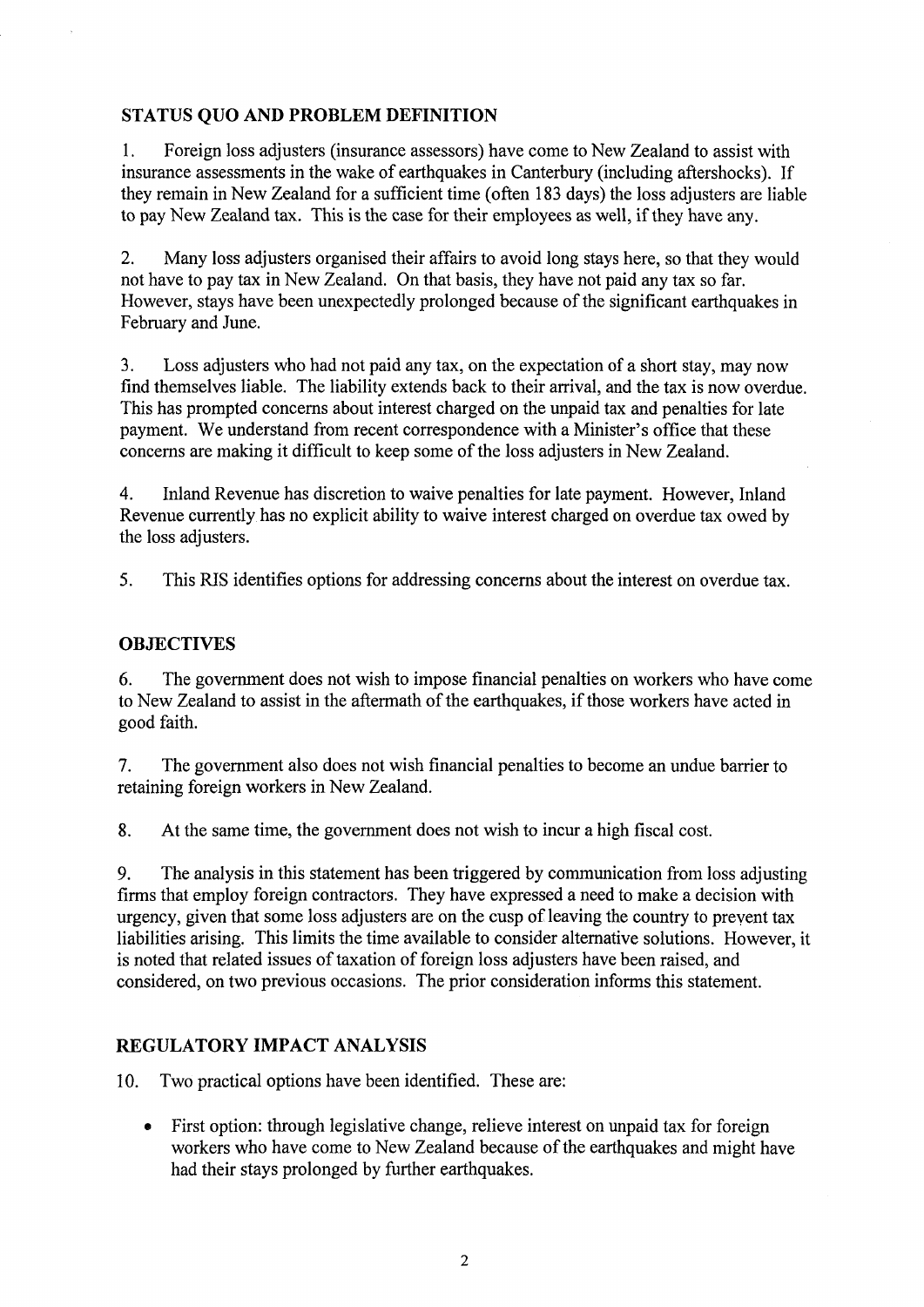## STATUS QUO AND PROBLEM DEFINITION

1. Foreign loss adjusters (insurance assessors) have come to New Zealand to assist with insurance assessments in the wake of earthquakes in Canterbury (including aftershocks). If they remain in New Zealand for a sufficient time (often 183 days) the loss adjusters are liable to pay New Zealand tax. This is the case for their employees as well, if they have any.

2. Many loss adjusters organised their affairs to avoid long stays here, so that they would not have to pay tax in New Zealand. On that basis, they have not paid any tax so far. However, stays have been unexpectedly prolonged because of the significant earthquakes in February and June.

3. Loss adjusters who had not paid any tax, on the expectation of a short stay, may now find themselves liable. The liability extends back to their arrival, and the tax is now overdue. This has prompted concerns about interest charged on the unpaid tax and penalties for late payment. We understand from recent correspondence with a Minister's office that these concerns are making it difficult to keep some of the loss adjusters in New Zealand.

4. Inland Revenue has discretion to waive penalties for late payment. However, Inland Revenue currently has no explicit ability to waive interest charged on overdue tax owed by the loss adjusters.

5. This RIS identifies options for addressing concerns about the interest on overdue tax.

## OBJECTIVES

6. The government does not wish to impose financial penalties on workers who have come to New Zealand to assist in the aftermath of the earthquakes, if those workers have acted in good faith.

7. The government also does not wish financial penalties to become an undue barrier to retaining foreign workers in New Zealand.

8. At the same time, the government does not wish to incur a high fiscal cost.

9. The analysis in this statement has been triggered by communication from loss adjusting firms that employ foreign contractors. They have expressed a need to make a decision with urgency, given that some loss adjusters are on the cusp of leaving the country to prevent tax liabilities arising. This limits the time available to consider alternative solutions. However, it is noted that related issues of taxation of foreign loss adjusters have been raised, and considered, on two previous occasions. The prior consideration informs this statement.

## REGULATORY IMPACT ANALYSIS

10. Two practical options have been identified. These are:

- First option: through legislative change, relieve interest on unpaid tax for foreign workers who have come to New Zealand because of the earthquakes and might have had their stays prolonged by further earthquakes.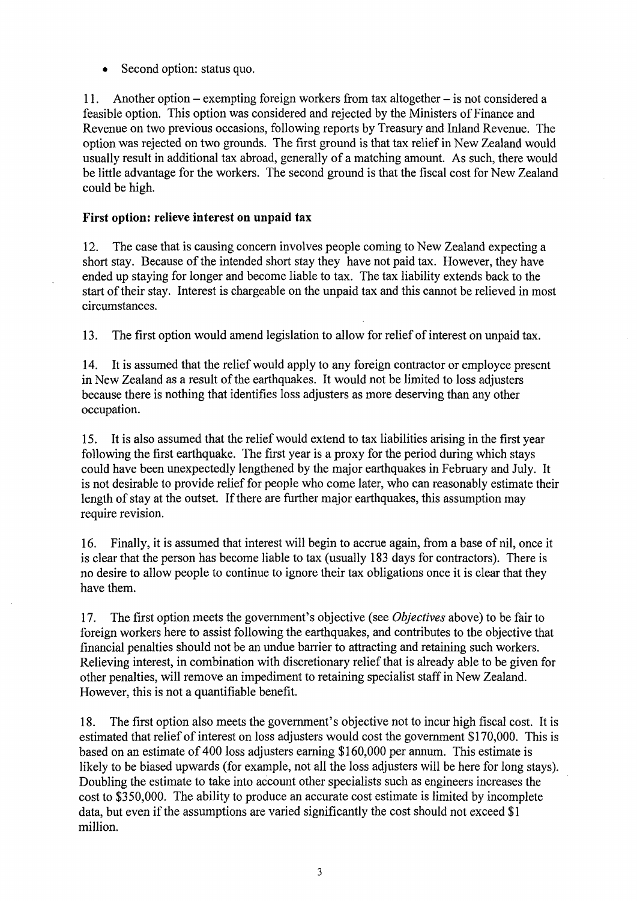- Second option: status quo.

11. Another option – exempting foreign workers from tax altogether – is not considered a feasible option. This option was considered and rejected by the Ministers of Finance and Revenue on two previous occasions, following reports by Treasury and Inland Revenue. The option was rejected on two grounds. The first ground is that tax relief in New Zealand would usually result in additional tax abroad, generally of a matching amount. As such, there would be little advantage for the workers. The second ground is that the fiscal cost for New Zealand could be high.

**First option: relieve interest on unpaid tax**

12. The case that is causing concern involves people coming to New Zealand expecting a short stay. Because of the intended short stay they have not paid tax. However, they have ended up staying for longer and become liable to tax. The tax liability extends back to the start of their stay. Interest is chargeable on the unpaid tax and this cannot be relieved in most circumstances.

13. The first option would amend legislation to allow for relief of interest on unpaid tax.

14. It is assumed that the relief would apply to any foreign contractor or employee present in New Zealand as a result of the earthquakes. It would not be limited to loss adjusters because there is nothing that identifies loss adjusters as more deserving than any other occupation.

15. It is also assumed that the relief would extend to tax liabilities arising in the first year following the first earthquake. The first year is a proxy for the period during which stays could have been unexpectedly lengthened by the major earthquakes in February and July. It is not desirable to provide relief for people who come later, who can reasonably estimate their length of stay at the outset. If there are further major earthquakes, this assumption may require revision.

16. Finally, it is assumed that interest will begin to accrue again, from a base of nil, once it is clear that the person has become liable to tax (usually 183 days for contractors). There is no desire to allow people to continue to ignore their tax obligations once it is clear that they have them.

17. The first option meets the government's objective (see *Objectives* above) to be fair to foreign workers here to assist following the earthquakes, and contributes to the objective that financial penalties should not be an undue barrier to attracting and retaining such workers. Relieving interest, in combination with discretionary relief that is already able to be given for other penalties, will remove an impediment to retaining specialist staff in New Zealand. However, this is not a quantifiable benefit.

18. The first option also meets the government's objective not to incur high fiscal cost. It is estimated that relief of interest on loss adjusters would cost the government $170,000. This is based on an estimate of 400 loss adjusters earning $160,000 per annum. This estimate is likely to be biased upwards (for example, not all the loss adjusters will be here for long stays). Doubling the estimate to take into account other specialists such as engineers increases the cost to $350,000. The ability to produce an accurate cost estimate is limited by incomplete data, but even if the assumptions are varied significantly the cost should not exceed $1 million.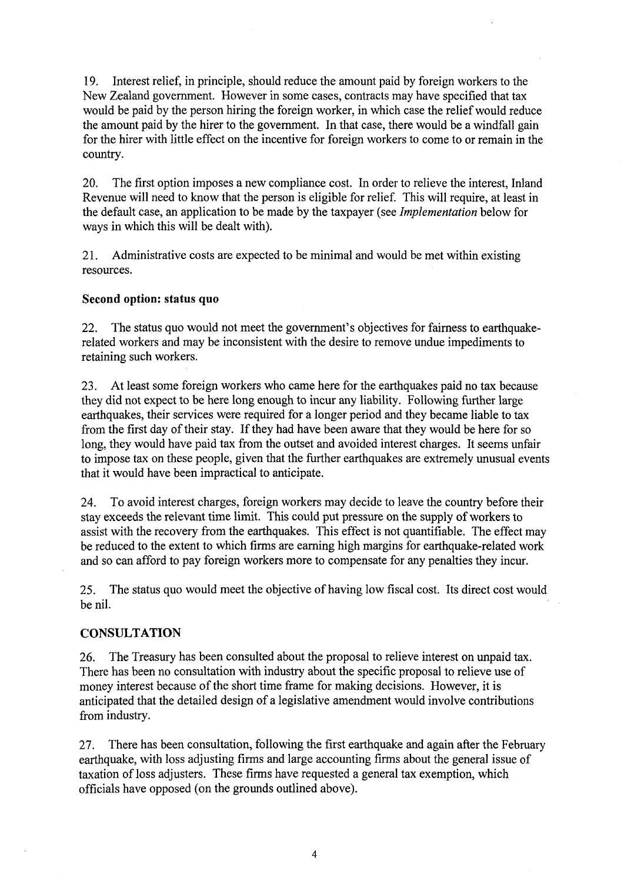19. Interest relief, in principle, should reduce the amount paid by foreign workers to the New Zealand government. However in some cases, contracts may have specified that tax would be paid by the person hiring the foreign worker, in which case the relief would reduce the amount paid by the hirer to the government. In that case, there would be a windfall gain for the hirer with little effect on the incentive for foreign workers to come to or remain in the country.

20. The first option imposes a new compliance cost. In order to relieve the interest, Inland Revenue will need to know that the person is eligible for relief. This will require, at least in the default case, an application to be made by the taxpayer (see *Implementation* below for ways in which this will be dealt with).

21. Administrative costs are expected to be minimal and would be met within existing resources.

### Second option: status quo

22. The status quo would not meet the government's objectives for fairness to earthquake-related workers and may be inconsistent with the desire to remove undue impediments to retaining such workers.

23. At least some foreign workers who came here for the earthquakes paid no tax because they did not expect to be here long enough to incur any liability. Following further large earthquakes, their services were required for a longer period and they became liable to tax from the first day of their stay. If they had have been aware that they would be here for so long, they would have paid tax from the outset and avoided interest charges. It seems unfair to impose tax on these people, given that the further earthquakes are extremely unusual events that it would have been impractical to anticipate.

24. To avoid interest charges, foreign workers may decide to leave the country before their stay exceeds the relevant time limit. This could put pressure on the supply of workers to assist with the recovery from the earthquakes. This effect is not quantifiable. The effect may be reduced to the extent to which firms are earning high margins for earthquake-related work and so can afford to pay foreign workers more to compensate for any penalties they incur.

25. The status quo would meet the objective of having low fiscal cost. Its direct cost would be nil.

## CONSULTATION

26. The Treasury has been consulted about the proposal to relieve interest on unpaid tax. There has been no consultation with industry about the specific proposal to relieve use of money interest because of the short time frame for making decisions. However, it is anticipated that the detailed design of a legislative amendment would involve contributions from industry.

27. There has been consultation, following the first earthquake and again after the February earthquake, with loss adjusting firms and large accounting firms about the general issue of taxation of loss adjusters. These firms have requested a general tax exemption, which officials have opposed (on the grounds outlined above).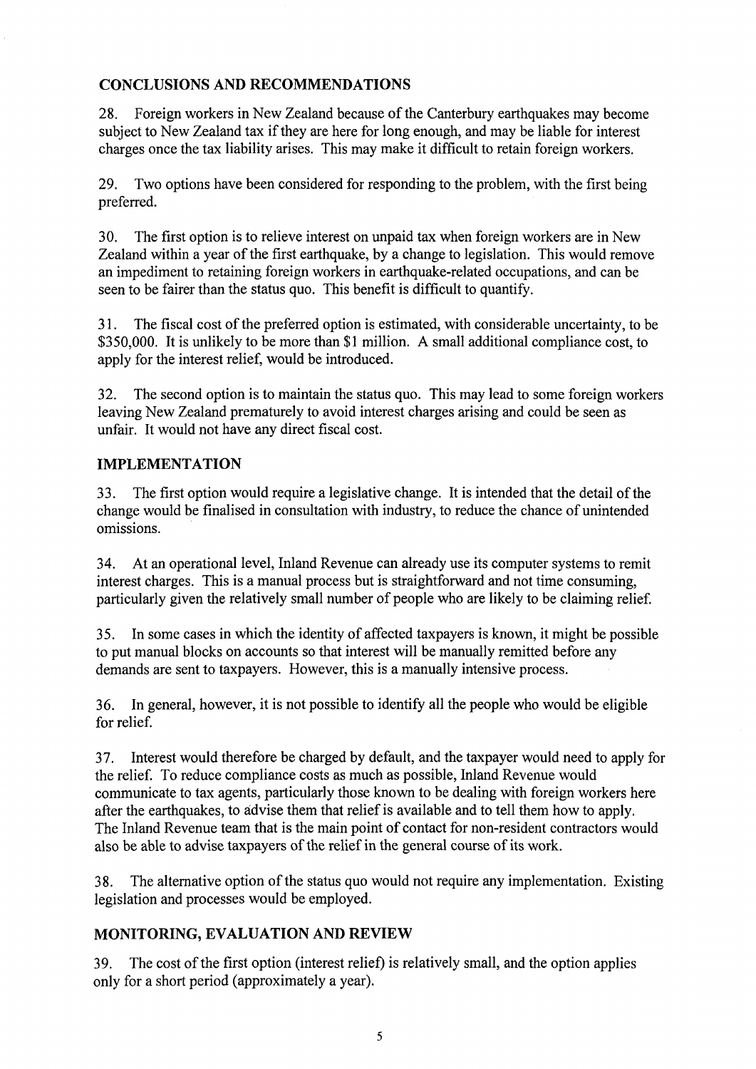## CONCLUSIONS AND RECOMMENDATIONS

28. Foreign workers in New Zealand because of the Canterbury earthquakes may become subject to New Zealand tax if they are here for long enough, and may be liable for interest charges once the tax liability arises. This may make it difficult to retain foreign workers.

29. Two options have been considered for responding to the problem, with the first being preferred.

30. The first option is to relieve interest on unpaid tax when foreign workers are in New Zealand within a year of the first earthquake, by a change to legislation. This would remove an impediment to retaining foreign workers in earthquake-related occupations, and can be seen to be fairer than the status quo. This benefit is difficult to quantify.

31. The fiscal cost of the preferred option is estimated, with considerable uncertainty, to be $350,000. It is unlikely to be more than $1 million. A small additional compliance cost, to apply for the interest relief, would be introduced.

32. The second option is to maintain the status quo. This may lead to some foreign workers leaving New Zealand prematurely to avoid interest charges arising and could be seen as unfair. It would not have any direct fiscal cost.

## IMPLEMENTATION

33. The first option would require a legislative change. It is intended that the detail of the change would be finalised in consultation with industry, to reduce the chance of unintended omissions.

34. At an operational level, Inland Revenue can already use its computer systems to remit interest charges. This is a manual process but is straightforward and not time consuming, particularly given the relatively small number of people who are likely to be claiming relief.

35. In some cases in which the identity of affected taxpayers is known, it might be possible to put manual blocks on accounts so that interest will be manually remitted before any demands are sent to taxpayers. However, this is a manually intensive process.

36. In general, however, it is not possible to identify all the people who would be eligible for relief.

37. Interest would therefore be charged by default, and the taxpayer would need to apply for the relief. To reduce compliance costs as much as possible, Inland Revenue would communicate to tax agents, particularly those known to be dealing with foreign workers here after the earthquakes, to advise them that relief is available and to tell them how to apply. The Inland Revenue team that is the main point of contact for non-resident contractors would also be able to advise taxpayers of the relief in the general course of its work.

38. The alternative option of the status quo would not require any implementation. Existing legislation and processes would be employed.

## MONITORING, EVALUATION AND REVIEW

39. The cost of the first option (interest relief) is relatively small, and the option applies only for a short period (approximately a year).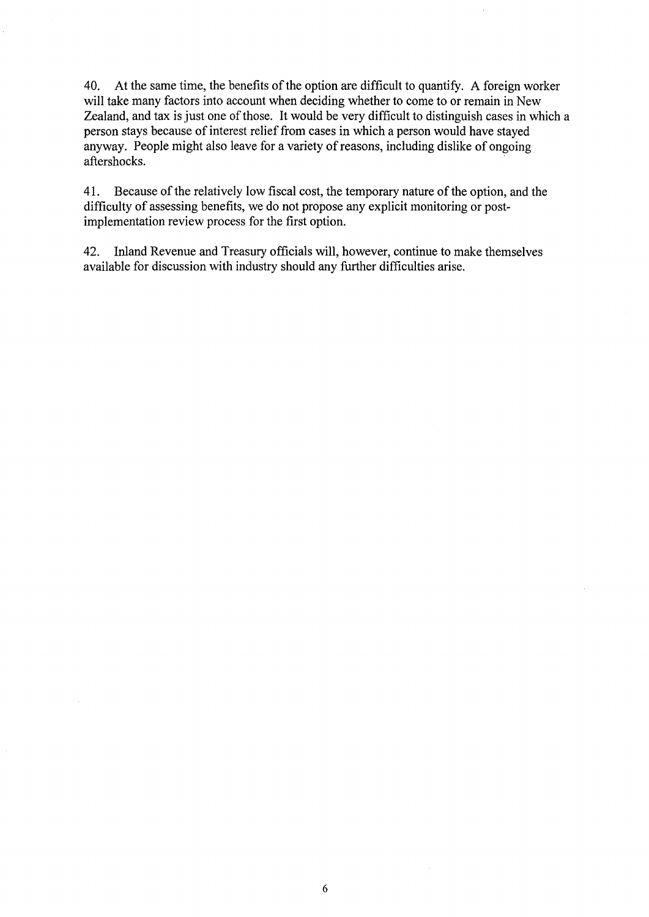40. At the same time, the benefits of the option are difficult to quantify. A foreign worker will take many factors into account when deciding whether to come to or remain in New Zealand, and tax is just one of those. It would be very difficult to distinguish cases in which a person stays because of interest relief from cases in which a person would have stayed anyway. People might also leave for a variety of reasons, including dislike of ongoing aftershocks.

41. Because of the relatively low fiscal cost, the temporary nature of the option, and the difficulty of assessing benefits, we do not propose any explicit monitoring or post-implementation review process for the first option.

42. Inland Revenue and Treasury officials will, however, continue to make themselves available for discussion with industry should any further difficulties arise.